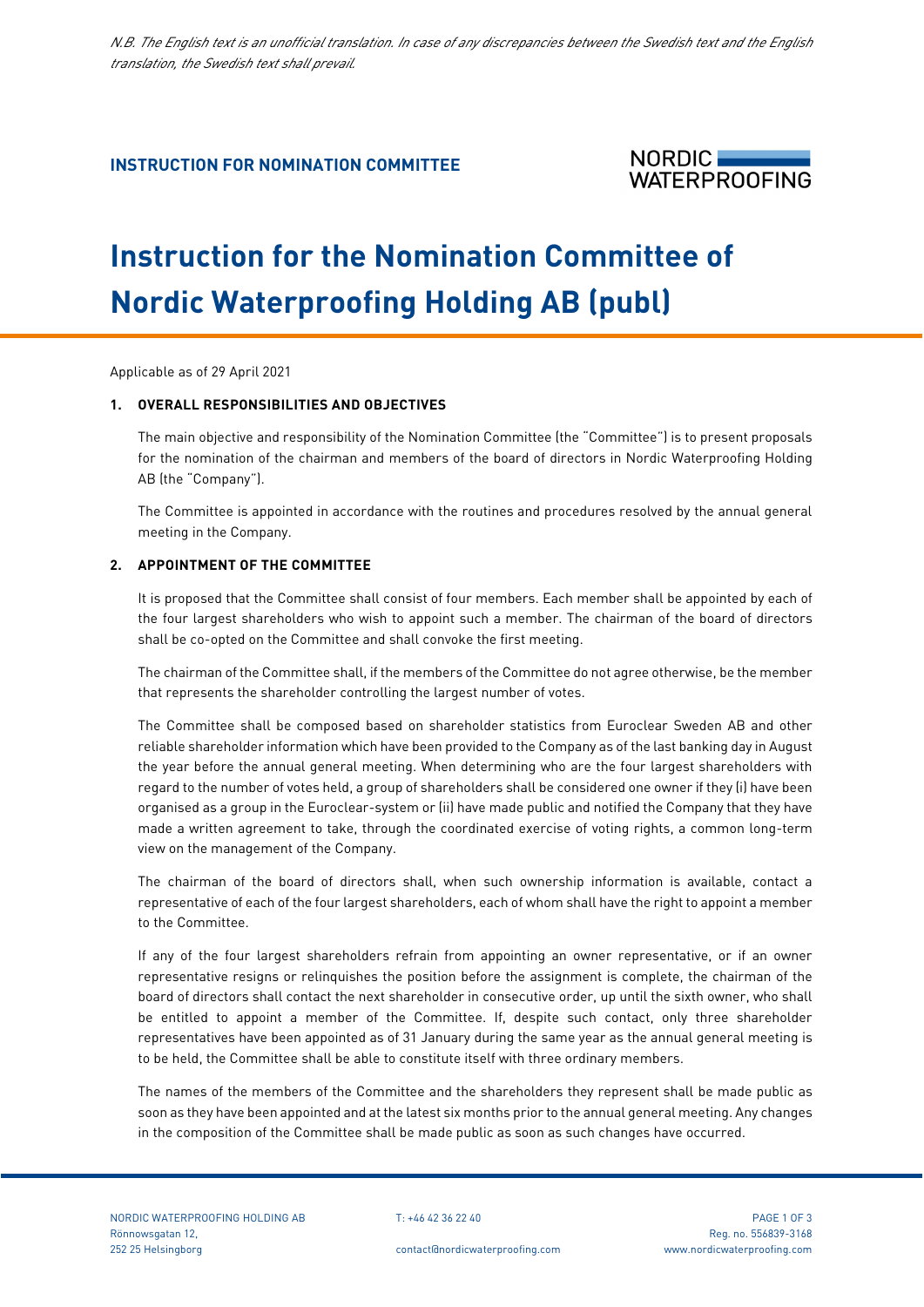*N.B. The English text is an unofficial translation. In case of any discrepancies between the Swedish text and the English translation, the Swedish text shall prevail.*

**INSTRUCTION FOR NOMINATION COMMITTEE**

# Instruction for the Nomination Committee of Nordic Waterproofing Holding AB (publ)

Applicable as of 29 April 2021

## 1. OVERALL RESPONSIBILITIES AND OBJECTIVES

The main objective and responsibility of the Nomination Committee (the "Committee") is to present proposals for the nomination of the chairman and members of the board of directors in Nordic Waterproofing Holding AB (the "Company").

The Committee is appointed in accordance with the routines and procedures resolved by the annual general meeting in the Company.

## 2. APPOINTMENT OF THE COMMITTEE

It is proposed that the Committee shall consist of four members. Each member shall be appointed by each of the four largest shareholders who wish to appoint such a member. The chairman of the board of directors shall be co-opted on the Committee and shall convoke the first meeting.

The chairman of the Committee shall, if the members of the Committee do not agree otherwise, be the member that represents the shareholder controlling the largest number of votes.

The Committee shall be composed based on shareholder statistics from Euroclear Sweden AB and other reliable shareholder information which have been provided to the Company as of the last banking day in August the year before the annual general meeting. When determining who are the four largest shareholders with regard to the number of votes held, a group of shareholders shall be considered one owner if they (i) have been organised as a group in the Euroclear-system or (ii) have made public and notified the Company that they have made a written agreement to take, through the coordinated exercise of voting rights, a common long-term view on the management of the Company.

The chairman of the board of directors shall, when such ownership information is available, contact a representative of each of the four largest shareholders, each of whom shall have the right to appoint a member to the Committee.

If any of the four largest shareholders refrain from appointing an owner representative, or if an owner representative resigns or relinquishes the position before the assignment is complete, the chairman of the board of directors shall contact the next shareholder in consecutive order, up until the sixth owner, who shall be entitled to appoint a member of the Committee. If, despite such contact, only three shareholder representatives have been appointed as of 31 January during the same year as the annual general meeting is to be held, the Committee shall be able to constitute itself with three ordinary members.

The names of the members of the Committee and the shareholders they represent shall be made public as soon as they have been appointed and at the latest six months prior to the annual general meeting. Any changes in the composition of the Committee shall be made public as soon as such changes have occurred.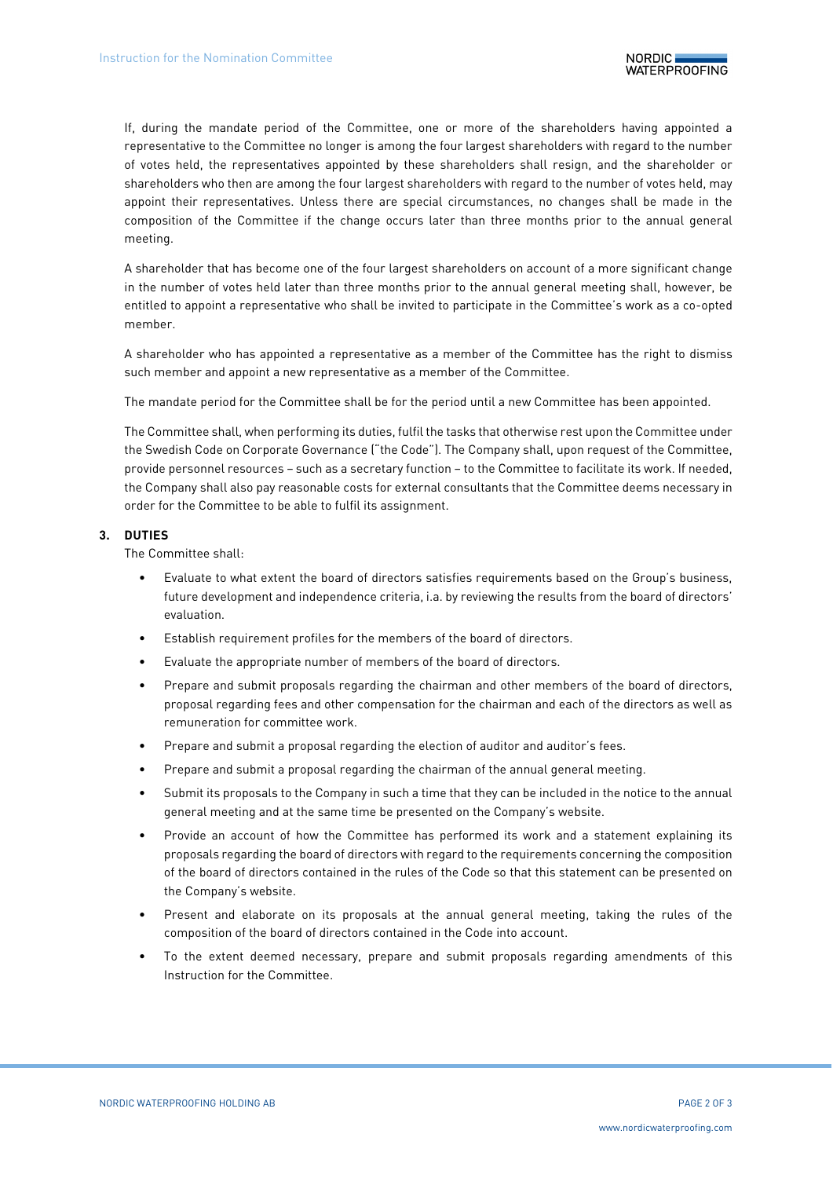If, during the mandate period of the Committee, one or more of the shareholders having appointed a representative to the Committee no longer is among the four largest shareholders with regard to the number of votes held, the representatives appointed by these shareholders shall resign, and the shareholder or shareholders who then are among the four largest shareholders with regard to the number of votes held, may appoint their representatives. Unless there are special circumstances, no changes shall be made in the composition of the Committee if the change occurs later than three months prior to the annual general meeting.

A shareholder that has become one of the four largest shareholders on account of a more significant change in the number of votes held later than three months prior to the annual general meeting shall, however, be entitled to appoint a representative who shall be invited to participate in the Committee's work as a co-opted member.

A shareholder who has appointed a representative as a member of the Committee has the right to dismiss such member and appoint a new representative as a member of the Committee.

The mandate period for the Committee shall be for the period until a new Committee has been appointed.

The Committee shall, when performing its duties, fulfil the tasks that otherwise rest upon the Committee under the Swedish Code on Corporate Governance ("the Code"). The Company shall, upon request of the Committee, provide personnel resources – such as a secretary function – to the Committee to facilitate its work. If needed, the Company shall also pay reasonable costs for external consultants that the Committee deems necessary in order for the Committee to be able to fulfil its assignment.

## 3. DUTIES

The Committee shall:

- Evaluate to what extent the board of directors satisfies requirements based on the Group's business, future development and independence criteria, i.a. by reviewing the results from the board of directors' evaluation.
- Establish requirement profiles for the members of the board of directors.
- Evaluate the appropriate number of members of the board of directors.
- Prepare and submit proposals regarding the chairman and other members of the board of directors, proposal regarding fees and other compensation for the chairman and each of the directors as well as remuneration for committee work.
- Prepare and submit a proposal regarding the election of auditor and auditor's fees.
- Prepare and submit a proposal regarding the chairman of the annual general meeting.
- Submit its proposals to the Company in such a time that they can be included in the notice to the annual general meeting and at the same time be presented on the Company's website.
- Provide an account of how the Committee has performed its work and a statement explaining its proposals regarding the board of directors with regard to the requirements concerning the composition of the board of directors contained in the rules of the Code so that this statement can be presented on the Company's website.
- Present and elaborate on its proposals at the annual general meeting, taking the rules of the composition of the board of directors contained in the Code into account.
- To the extent deemed necessary, prepare and submit proposals regarding amendments of this Instruction for the Committee.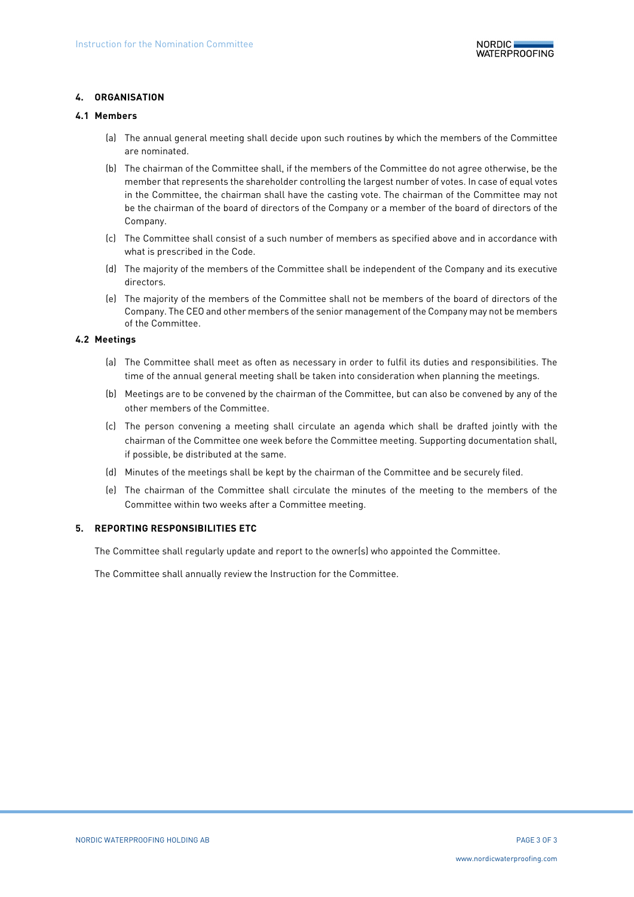## 4. ORGANISATION

### 4.1 Members

(a) The annual general meeting shall decide upon such routines by which the members of the Committee are nominated.

(b) The chairman of the Committee shall, if the members of the Committee do not agree otherwise, be the member that represents the shareholder controlling the largest number of votes. In case of equal votes in the Committee, the chairman shall have the casting vote. The chairman of the Committee may not be the chairman of the board of directors of the Company or a member of the board of directors of the Company.

(c) The Committee shall consist of a such number of members as specified above and in accordance with what is prescribed in the Code.

(d) The majority of the members of the Committee shall be independent of the Company and its executive directors.

(e) The majority of the members of the Committee shall not be members of the board of directors of the Company. The CEO and other members of the senior management of the Company may not be members of the Committee.

### 4.2 Meetings

(a) The Committee shall meet as often as necessary in order to fulfil its duties and responsibilities. The time of the annual general meeting shall be taken into consideration when planning the meetings.

(b) Meetings are to be convened by the chairman of the Committee, but can also be convened by any of the other members of the Committee.

(c) The person convening a meeting shall circulate an agenda which shall be drafted jointly with the chairman of the Committee one week before the Committee meeting. Supporting documentation shall, if possible, be distributed at the same.

(d) Minutes of the meetings shall be kept by the chairman of the Committee and be securely filed.

(e) The chairman of the Committee shall circulate the minutes of the meeting to the members of the Committee within two weeks after a Committee meeting.

## 5. REPORTING RESPONSIBILITIES ETC

The Committee shall regularly update and report to the owner(s) who appointed the Committee.

The Committee shall annually review the Instruction for the Committee.